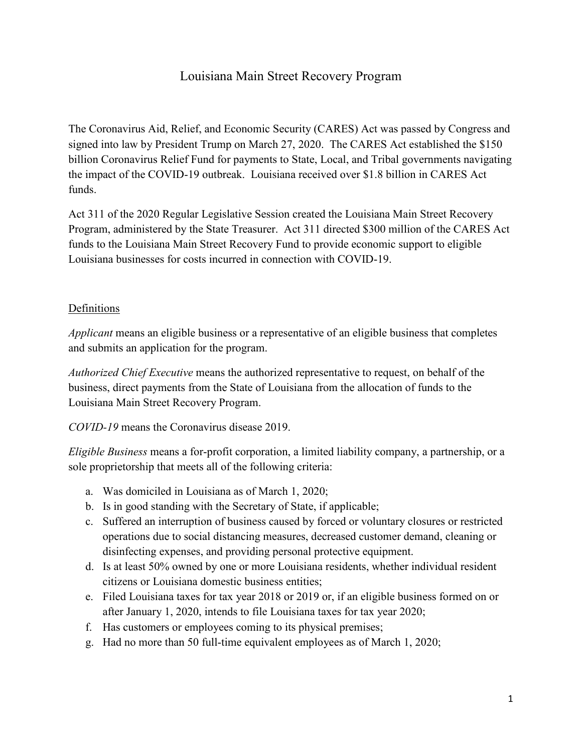# Louisiana Main Street Recovery Program

The Coronavirus Aid, Relief, and Economic Security (CARES) Act was passed by Congress and signed into law by President Trump on March 27, 2020. The CARES Act established the $150 billion Coronavirus Relief Fund for payments to State, Local, and Tribal governments navigating the impact of the COVID-19 outbreak. Louisiana received over $1.8 billion in CARES Act funds.

Act 311 of the 2020 Regular Legislative Session created the Louisiana Main Street Recovery Program, administered by the State Treasurer. Act 311 directed $300 million of the CARES Act funds to the Louisiana Main Street Recovery Fund to provide economic support to eligible Louisiana businesses for costs incurred in connection with COVID-19.

## Definitions

*Applicant* means an eligible business or a representative of an eligible business that completes and submits an application for the program.

*Authorized Chief Executive* means the authorized representative to request, on behalf of the business, direct payments from the State of Louisiana from the allocation of funds to the Louisiana Main Street Recovery Program.

*COVID-19* means the Coronavirus disease 2019.

*Eligible Business* means a for-profit corporation, a limited liability company, a partnership, or a sole proprietorship that meets all of the following criteria:

a. Was domiciled in Louisiana as of March 1, 2020;
b. Is in good standing with the Secretary of State, if applicable;
c. Suffered an interruption of business caused by forced or voluntary closures or restricted operations due to social distancing measures, decreased customer demand, cleaning or disinfecting expenses, and providing personal protective equipment.
d. Is at least 50% owned by one or more Louisiana residents, whether individual resident citizens or Louisiana domestic business entities;
e. Filed Louisiana taxes for tax year 2018 or 2019 or, if an eligible business formed on or after January 1, 2020, intends to file Louisiana taxes for tax year 2020;
f. Has customers or employees coming to its physical premises;
g. Had no more than 50 full-time equivalent employees as of March 1, 2020;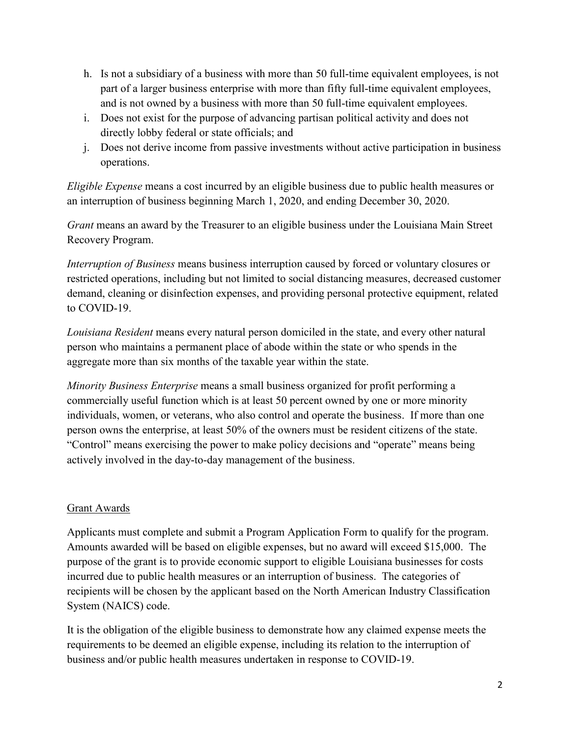h. Is not a subsidiary of a business with more than 50 full-time equivalent employees, is not part of a larger business enterprise with more than fifty full-time equivalent employees, and is not owned by a business with more than 50 full-time equivalent employees.
i. Does not exist for the purpose of advancing partisan political activity and does not directly lobby federal or state officials; and
j. Does not derive income from passive investments without active participation in business operations.

*Eligible Expense* means a cost incurred by an eligible business due to public health measures or an interruption of business beginning March 1, 2020, and ending December 30, 2020.

*Grant* means an award by the Treasurer to an eligible business under the Louisiana Main Street Recovery Program.

*Interruption of Business* means business interruption caused by forced or voluntary closures or restricted operations, including but not limited to social distancing measures, decreased customer demand, cleaning or disinfection expenses, and providing personal protective equipment, related to COVID-19.

*Louisiana Resident* means every natural person domiciled in the state, and every other natural person who maintains a permanent place of abode within the state or who spends in the aggregate more than six months of the taxable year within the state.

*Minority Business Enterprise* means a small business organized for profit performing a commercially useful function which is at least 50 percent owned by one or more minority individuals, women, or veterans, who also control and operate the business. If more than one person owns the enterprise, at least 50% of the owners must be resident citizens of the state. "Control" means exercising the power to make policy decisions and "operate" means being actively involved in the day-to-day management of the business.

## Grant Awards

Applicants must complete and submit a Program Application Form to qualify for the program. Amounts awarded will be based on eligible expenses, but no award will exceed $15,000. The purpose of the grant is to provide economic support to eligible Louisiana businesses for costs incurred due to public health measures or an interruption of business. The categories of recipients will be chosen by the applicant based on the North American Industry Classification System (NAICS) code.

It is the obligation of the eligible business to demonstrate how any claimed expense meets the requirements to be deemed an eligible expense, including its relation to the interruption of business and/or public health measures undertaken in response to COVID-19.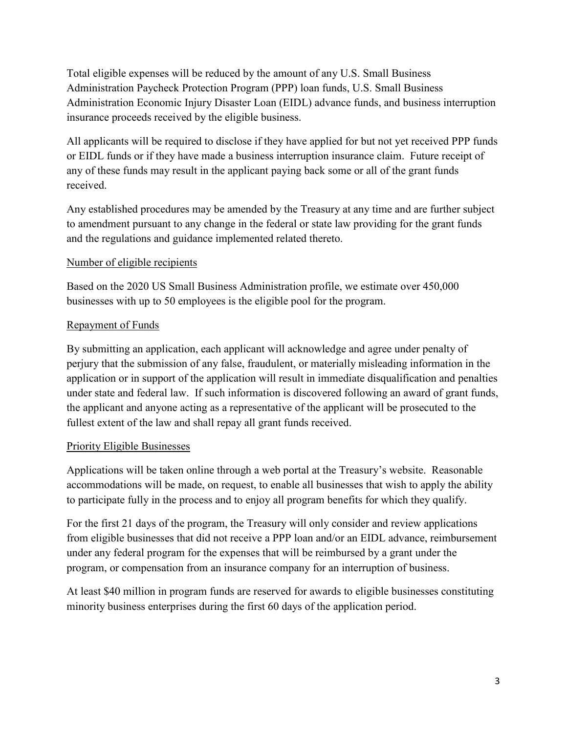Total eligible expenses will be reduced by the amount of any U.S. Small Business Administration Paycheck Protection Program (PPP) loan funds, U.S. Small Business Administration Economic Injury Disaster Loan (EIDL) advance funds, and business interruption insurance proceeds received by the eligible business.

All applicants will be required to disclose if they have applied for but not yet received PPP funds or EIDL funds or if they have made a business interruption insurance claim. Future receipt of any of these funds may result in the applicant paying back some or all of the grant funds received.

Any established procedures may be amended by the Treasury at any time and are further subject to amendment pursuant to any change in the federal or state law providing for the grant funds and the regulations and guidance implemented related thereto.

## Number of eligible recipients

Based on the 2020 US Small Business Administration profile, we estimate over 450,000 businesses with up to 50 employees is the eligible pool for the program.

## Repayment of Funds

By submitting an application, each applicant will acknowledge and agree under penalty of perjury that the submission of any false, fraudulent, or materially misleading information in the application or in support of the application will result in immediate disqualification and penalties under state and federal law. If such information is discovered following an award of grant funds, the applicant and anyone acting as a representative of the applicant will be prosecuted to the fullest extent of the law and shall repay all grant funds received.

## Priority Eligible Businesses

Applications will be taken online through a web portal at the Treasury's website. Reasonable accommodations will be made, on request, to enable all businesses that wish to apply the ability to participate fully in the process and to enjoy all program benefits for which they qualify.

For the first 21 days of the program, the Treasury will only consider and review applications from eligible businesses that did not receive a PPP loan and/or an EIDL advance, reimbursement under any federal program for the expenses that will be reimbursed by a grant under the program, or compensation from an insurance company for an interruption of business.

At least $40 million in program funds are reserved for awards to eligible businesses constituting minority business enterprises during the first 60 days of the application period.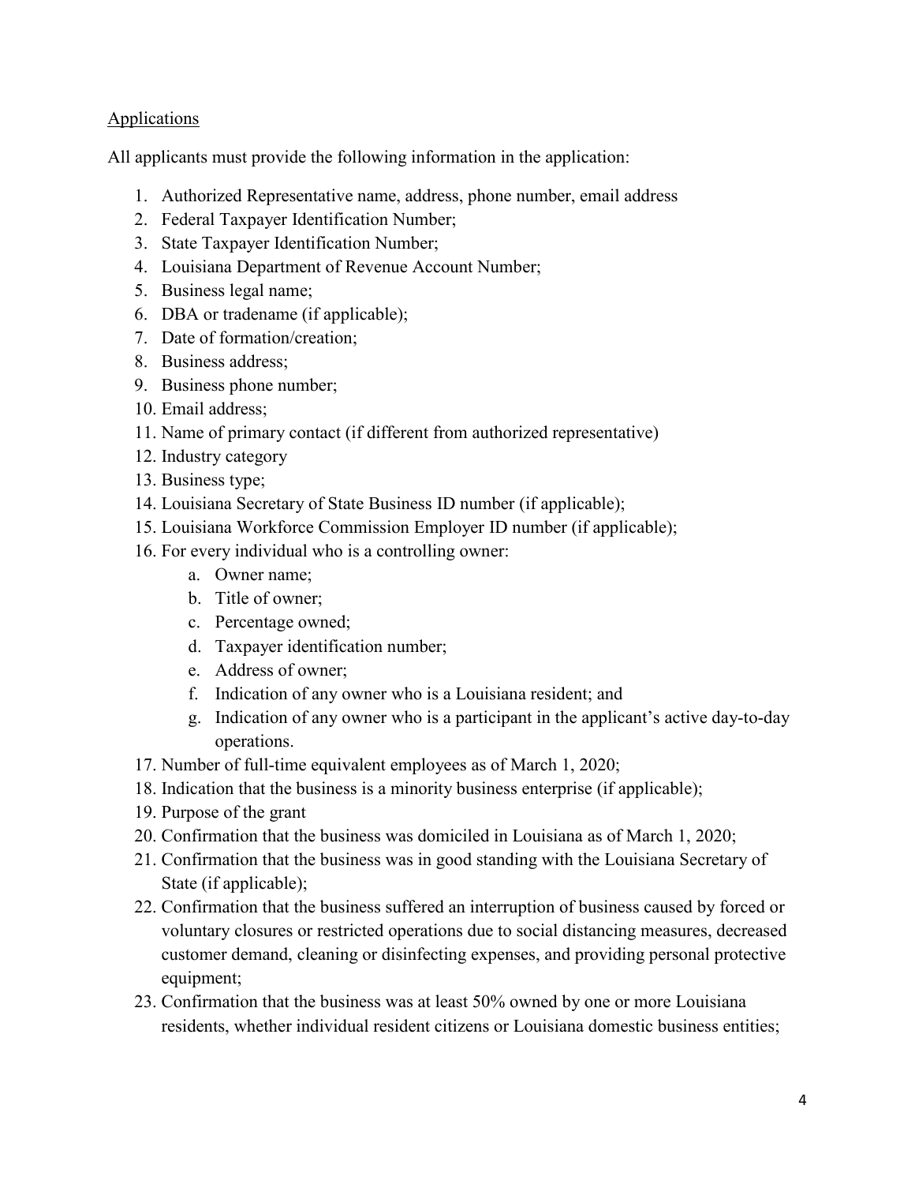Applications

All applicants must provide the following information in the application:

1. Authorized Representative name, address, phone number, email address
2. Federal Taxpayer Identification Number;
3. State Taxpayer Identification Number;
4. Louisiana Department of Revenue Account Number;
5. Business legal name;
6. DBA or tradename (if applicable);
7. Date of formation/creation;
8. Business address;
9. Business phone number;
10. Email address;
11. Name of primary contact (if different from authorized representative)
12. Industry category
13. Business type;
14. Louisiana Secretary of State Business ID number (if applicable);
15. Louisiana Workforce Commission Employer ID number (if applicable);
16. For every individual who is a controlling owner:
    a. Owner name;
    b. Title of owner;
    c. Percentage owned;
    d. Taxpayer identification number;
    e. Address of owner;
    f. Indication of any owner who is a Louisiana resident; and
    g. Indication of any owner who is a participant in the applicant's active day-to-day operations.
17. Number of full-time equivalent employees as of March 1, 2020;
18. Indication that the business is a minority business enterprise (if applicable);
19. Purpose of the grant
20. Confirmation that the business was domiciled in Louisiana as of March 1, 2020;
21. Confirmation that the business was in good standing with the Louisiana Secretary of State (if applicable);
22. Confirmation that the business suffered an interruption of business caused by forced or voluntary closures or restricted operations due to social distancing measures, decreased customer demand, cleaning or disinfecting expenses, and providing personal protective equipment;
23. Confirmation that the business was at least 50% owned by one or more Louisiana residents, whether individual resident citizens or Louisiana domestic business entities;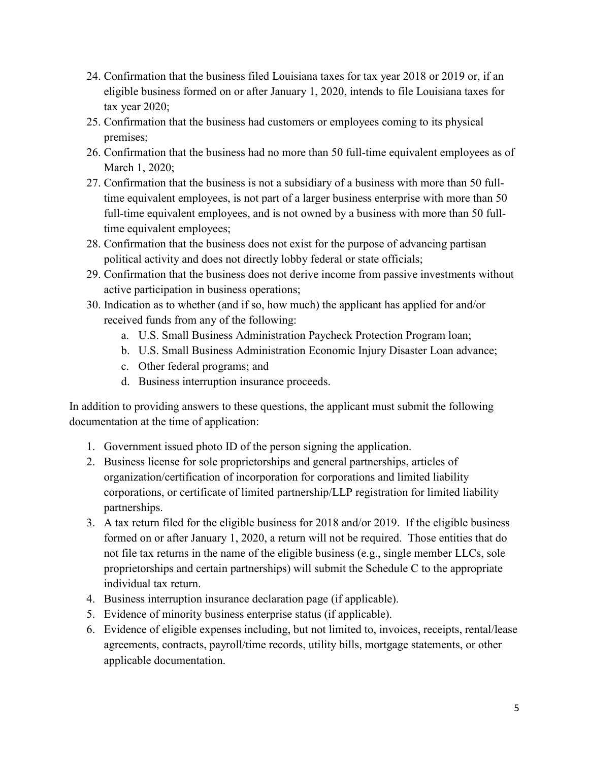24. Confirmation that the business filed Louisiana taxes for tax year 2018 or 2019 or, if an eligible business formed on or after January 1, 2020, intends to file Louisiana taxes for tax year 2020;
25. Confirmation that the business had customers or employees coming to its physical premises;
26. Confirmation that the business had no more than 50 full-time equivalent employees as of March 1, 2020;
27. Confirmation that the business is not a subsidiary of a business with more than 50 full-time equivalent employees, is not part of a larger business enterprise with more than 50 full-time equivalent employees, and is not owned by a business with more than 50 full-time equivalent employees;
28. Confirmation that the business does not exist for the purpose of advancing partisan political activity and does not directly lobby federal or state officials;
29. Confirmation that the business does not derive income from passive investments without active participation in business operations;
30. Indication as to whether (and if so, how much) the applicant has applied for and/or received funds from any of the following:
    a. U.S. Small Business Administration Paycheck Protection Program loan;
    b. U.S. Small Business Administration Economic Injury Disaster Loan advance;
    c. Other federal programs; and
    d. Business interruption insurance proceeds.

In addition to providing answers to these questions, the applicant must submit the following documentation at the time of application:

1. Government issued photo ID of the person signing the application.
2. Business license for sole proprietorships and general partnerships, articles of organization/certification of incorporation for corporations and limited liability corporations, or certificate of limited partnership/LLP registration for limited liability partnerships.
3. A tax return filed for the eligible business for 2018 and/or 2019. If the eligible business formed on or after January 1, 2020, a return will not be required. Those entities that do not file tax returns in the name of the eligible business (e.g., single member LLCs, sole proprietorships and certain partnerships) will submit the Schedule C to the appropriate individual tax return.
4. Business interruption insurance declaration page (if applicable).
5. Evidence of minority business enterprise status (if applicable).
6. Evidence of eligible expenses including, but not limited to, invoices, receipts, rental/lease agreements, contracts, payroll/time records, utility bills, mortgage statements, or other applicable documentation.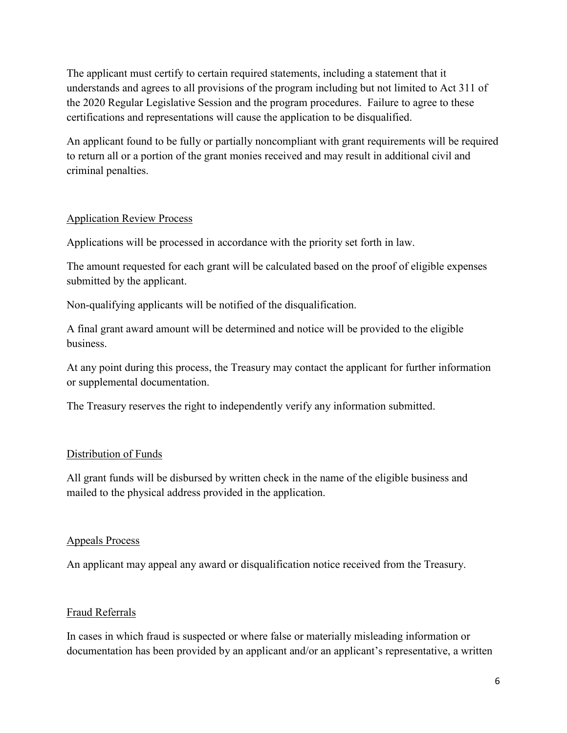The applicant must certify to certain required statements, including a statement that it understands and agrees to all provisions of the program including but not limited to Act 311 of the 2020 Regular Legislative Session and the program procedures. Failure to agree to these certifications and representations will cause the application to be disqualified.

An applicant found to be fully or partially noncompliant with grant requirements will be required to return all or a portion of the grant monies received and may result in additional civil and criminal penalties.

## Application Review Process

Applications will be processed in accordance with the priority set forth in law.

The amount requested for each grant will be calculated based on the proof of eligible expenses submitted by the applicant.

Non-qualifying applicants will be notified of the disqualification.

A final grant award amount will be determined and notice will be provided to the eligible business.

At any point during this process, the Treasury may contact the applicant for further information or supplemental documentation.

The Treasury reserves the right to independently verify any information submitted.

## Distribution of Funds

All grant funds will be disbursed by written check in the name of the eligible business and mailed to the physical address provided in the application.

## Appeals Process

An applicant may appeal any award or disqualification notice received from the Treasury.

## Fraud Referrals

In cases in which fraud is suspected or where false or materially misleading information or documentation has been provided by an applicant and/or an applicant's representative, a written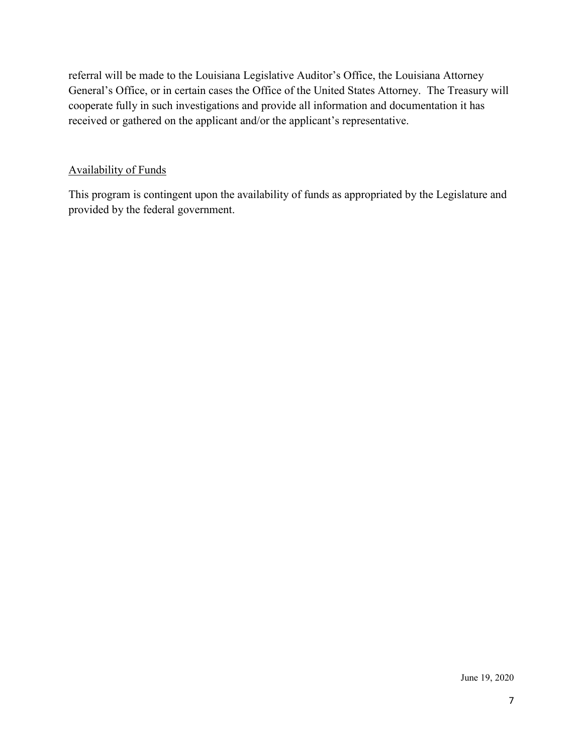referral will be made to the Louisiana Legislative Auditor's Office, the Louisiana Attorney General's Office, or in certain cases the Office of the United States Attorney. The Treasury will cooperate fully in such investigations and provide all information and documentation it has received or gathered on the applicant and/or the applicant's representative.

## Availability of Funds

This program is contingent upon the availability of funds as appropriated by the Legislature and provided by the federal government.

June 19, 2020